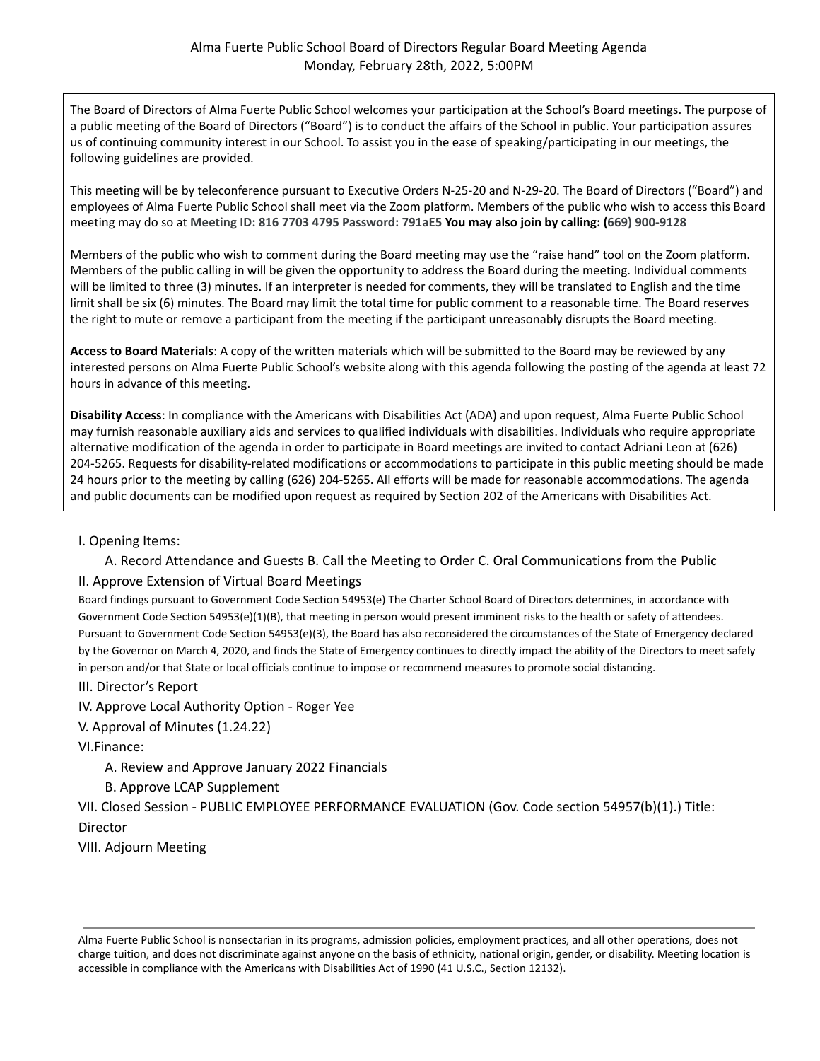# Alma Fuerte Public School Board of Directors Regular Board Meeting Agenda
## Monday, February 28th, 2022, 5:00PM

The Board of Directors of Alma Fuerte Public School welcomes your participation at the School's Board meetings. The purpose of a public meeting of the Board of Directors ("Board") is to conduct the affairs of the School in public. Your participation assures us of continuing community interest in our School. To assist you in the ease of speaking/participating in our meetings, the following guidelines are provided.

This meeting will be by teleconference pursuant to Executive Orders N-25-20 and N-29-20. The Board of Directors ("Board") and employees of Alma Fuerte Public School shall meet via the Zoom platform. Members of the public who wish to access this Board meeting may do so at **Meeting ID: 816 7703 4795 Password: 791aE5 You may also join by calling: (669) 900-9128**

Members of the public who wish to comment during the Board meeting may use the "raise hand" tool on the Zoom platform. Members of the public calling in will be given the opportunity to address the Board during the meeting. Individual comments will be limited to three (3) minutes. If an interpreter is needed for comments, they will be translated to English and the time limit shall be six (6) minutes. The Board may limit the total time for public comment to a reasonable time. The Board reserves the right to mute or remove a participant from the meeting if the participant unreasonably disrupts the Board meeting.

**Access to Board Materials**: A copy of the written materials which will be submitted to the Board may be reviewed by any interested persons on Alma Fuerte Public School's website along with this agenda following the posting of the agenda at least 72 hours in advance of this meeting.

**Disability Access**: In compliance with the Americans with Disabilities Act (ADA) and upon request, Alma Fuerte Public School may furnish reasonable auxiliary aids and services to qualified individuals with disabilities. Individuals who require appropriate alternative modification of the agenda in order to participate in Board meetings are invited to contact Adriani Leon at (626) 204-5265. Requests for disability-related modifications or accommodations to participate in this public meeting should be made 24 hours prior to the meeting by calling (626) 204-5265. All efforts will be made for reasonable accommodations. The agenda and public documents can be modified upon request as required by Section 202 of the Americans with Disabilities Act.

I. Opening Items:

A. Record Attendance and Guests B. Call the Meeting to Order C. Oral Communications from the Public

II. Approve Extension of Virtual Board Meetings

Board findings pursuant to Government Code Section 54953(e) The Charter School Board of Directors determines, in accordance with Government Code Section 54953(e)(1)(B), that meeting in person would present imminent risks to the health or safety of attendees. Pursuant to Government Code Section 54953(e)(3), the Board has also reconsidered the circumstances of the State of Emergency declared by the Governor on March 4, 2020, and finds the State of Emergency continues to directly impact the ability of the Directors to meet safely in person and/or that State or local officials continue to impose or recommend measures to promote social distancing.

III. Director's Report

IV. Approve Local Authority Option - Roger Yee

V. Approval of Minutes (1.24.22)

VI.Finance:

A. Review and Approve January 2022 Financials

B. Approve LCAP Supplement

VII. Closed Session - PUBLIC EMPLOYEE PERFORMANCE EVALUATION (Gov. Code section 54957(b)(1).) Title: Director

VIII. Adjourn Meeting

---

Alma Fuerte Public School is nonsectarian in its programs, admission policies, employment practices, and all other operations, does not charge tuition, and does not discriminate against anyone on the basis of ethnicity, national origin, gender, or disability. Meeting location is accessible in compliance with the Americans with Disabilities Act of 1990 (41 U.S.C., Section 12132).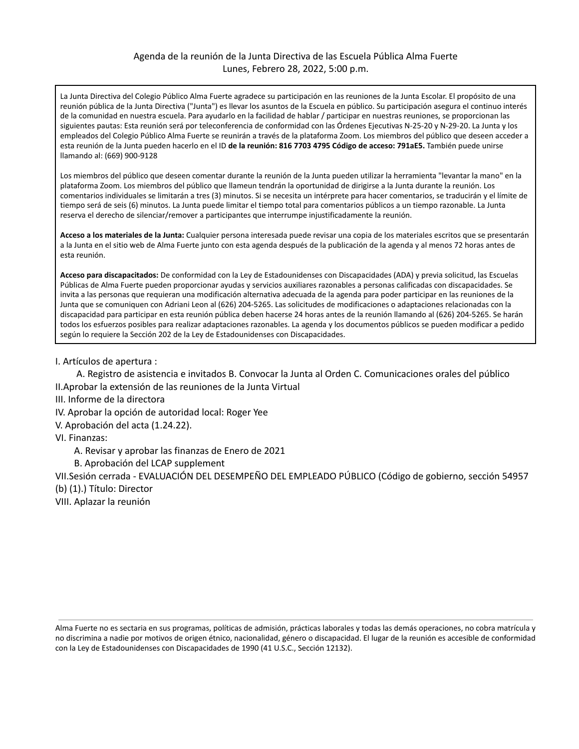Agenda de la reunión de la Junta Directiva de las Escuela Pública Alma Fuerte
Lunes, Febrero 28, 2022, 5:00 p.m.

La Junta Directiva del Colegio Público Alma Fuerte agradece su participación en las reuniones de la Junta Escolar. El propósito de una reunión pública de la Junta Directiva ("Junta") es llevar los asuntos de la Escuela en público. Su participación asegura el continuo interés de la comunidad en nuestra escuela. Para ayudarlo en la facilidad de hablar / participar en nuestras reuniones, se proporcionan las siguientes pautas: Esta reunión será por teleconferencia de conformidad con las Órdenes Ejecutivas N-25-20 y N-29-20. La Junta y los empleados del Colegio Público Alma Fuerte se reunirán a través de la plataforma Zoom. Los miembros del público que deseen acceder a esta reunión de la Junta pueden hacerlo en el ID **de la reunión: 816 7703 4795 Código de acceso: 791aE5.** También puede unirse llamando al: (669) 900-9128

Los miembros del público que deseen comentar durante la reunión de la Junta pueden utilizar la herramienta "levantar la mano" en la plataforma Zoom. Los miembros del público que llameun tendrán la oportunidad de dirigirse a la Junta durante la reunión. Los comentarios individuales se limitarán a tres (3) minutos. Si se necesita un intérprete para hacer comentarios, se traducirán y el límite de tiempo será de seis (6) minutos. La Junta puede limitar el tiempo total para comentarios públicos a un tiempo razonable. La Junta reserva el derecho de silenciar/remover a participantes que interrumpe injustificadamente la reunión.

**Acceso a los materiales de la Junta:** Cualquier persona interesada puede revisar una copia de los materiales escritos que se presentarán a la Junta en el sitio web de Alma Fuerte junto con esta agenda después de la publicación de la agenda y al menos 72 horas antes de esta reunión.

**Acceso para discapacitados:** De conformidad con la Ley de Estadounidenses con Discapacidades (ADA) y previa solicitud, las Escuelas Públicas de Alma Fuerte pueden proporcionar ayudas y servicios auxiliares razonables a personas calificadas con discapacidades. Se invita a las personas que requieran una modificación alternativa adecuada de la agenda para poder participar en las reuniones de la Junta que se comuniquen con Adriani Leon al (626) 204-5265. Las solicitudes de modificaciones o adaptaciones relacionadas con la discapacidad para participar en esta reunión pública deben hacerse 24 horas antes de la reunión llamando al (626) 204-5265. Se harán todos los esfuerzos posibles para realizar adaptaciones razonables. La agenda y los documentos públicos se pueden modificar a pedido según lo requiere la Sección 202 de la Ley de Estadounidenses con Discapacidades.

I. Artículos de apertura :
  A. Registro de asistencia e invitados B. Convocar la Junta al Orden C. Comunicaciones orales del público
II.Aprobar la extensión de las reuniones de la Junta Virtual
III. Informe de la directora
IV. Aprobar la opción de autoridad local: Roger Yee
V. Aprobación del acta (1.24.22).
VI. Finanzas:
  A. Revisar y aprobar las finanzas de Enero de 2021
  B. Aprobación del LCAP supplement
VII.Sesión cerrada - EVALUACIÓN DEL DESEMPEÑO DEL EMPLEADO PÚBLICO (Código de gobierno, sección 54957 (b) (1).) Título: Director
VIII. Aplazar la reunión

---

Alma Fuerte no es sectaria en sus programas, políticas de admisión, prácticas laborales y todas las demás operaciones, no cobra matrícula y no discrimina a nadie por motivos de origen étnico, nacionalidad, género o discapacidad. El lugar de la reunión es accesible de conformidad con la Ley de Estadounidenses con Discapacidades de 1990 (41 U.S.C., Sección 12132).